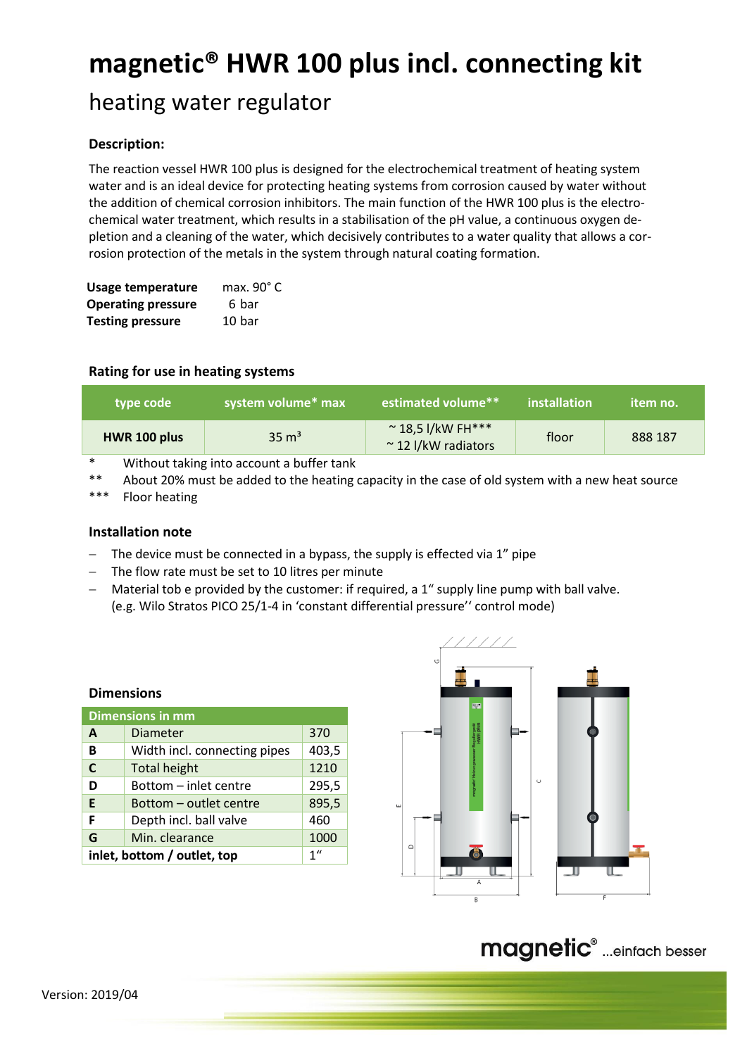# magnetic® HWR 100 plus incl. connecting kit

## heating water regulator

### Description:

The reaction vessel HWR 100 plus is designed for the electrochemical treatment of heating system water and is an ideal device for protecting heating systems from corrosion caused by water without the addition of chemical corrosion inhibitors. The main function of the HWR 100 plus is the electrochemical water treatment, which results in a stabilisation of the pH value, a continuous oxygen depletion and a cleaning of the water, which decisively contributes to a water quality that allows a corrosion protection of the metals in the system through natural coating formation.

| | |
|---|---|
| **Usage temperature** | max. 90° C |
| **Operating pressure** | 6 bar |
| **Testing pressure** | 10 bar |

### Rating for use in heating systems

| type code | system volume* max | estimated volume** | installation | item no. |
|---|---|---|---|---|
| **HWR 100 plus** | 35 m³ | ~ 18,5 l/kW FH***<br>~ 12 l/kW radiators | floor | 888 187 |

\* Without taking into account a buffer tank
** About 20% must be added to the heating capacity in the case of old system with a new heat source
*** Floor heating

### Installation note

- The device must be connected in a bypass, the supply is effected via 1” pipe
- The flow rate must be set to 10 litres per minute
- Material tob e provided by the customer: if required, a 1“ supply line pump with ball valve. (e.g. Wilo Stratos PICO 25/1-4 in ‘constant differential pressure‘‘ control mode)

### Dimensions

| Dimensions in mm | | |
|---|---|---|
| **A** | Diameter | 370 |
| **B** | Width incl. connecting pipes | 403,5 |
| **C** | Total height | 1210 |
| **D** | Bottom – inlet centre | 295,5 |
| **E** | Bottom – outlet centre | 895,5 |
| **F** | Depth incl. ball valve | 460 |
| **G** | Min. clearance | 1000 |
| **inlet, bottom / outlet, top** | | 1“ |

magnetic® ...einfach besser

Version: 2019/04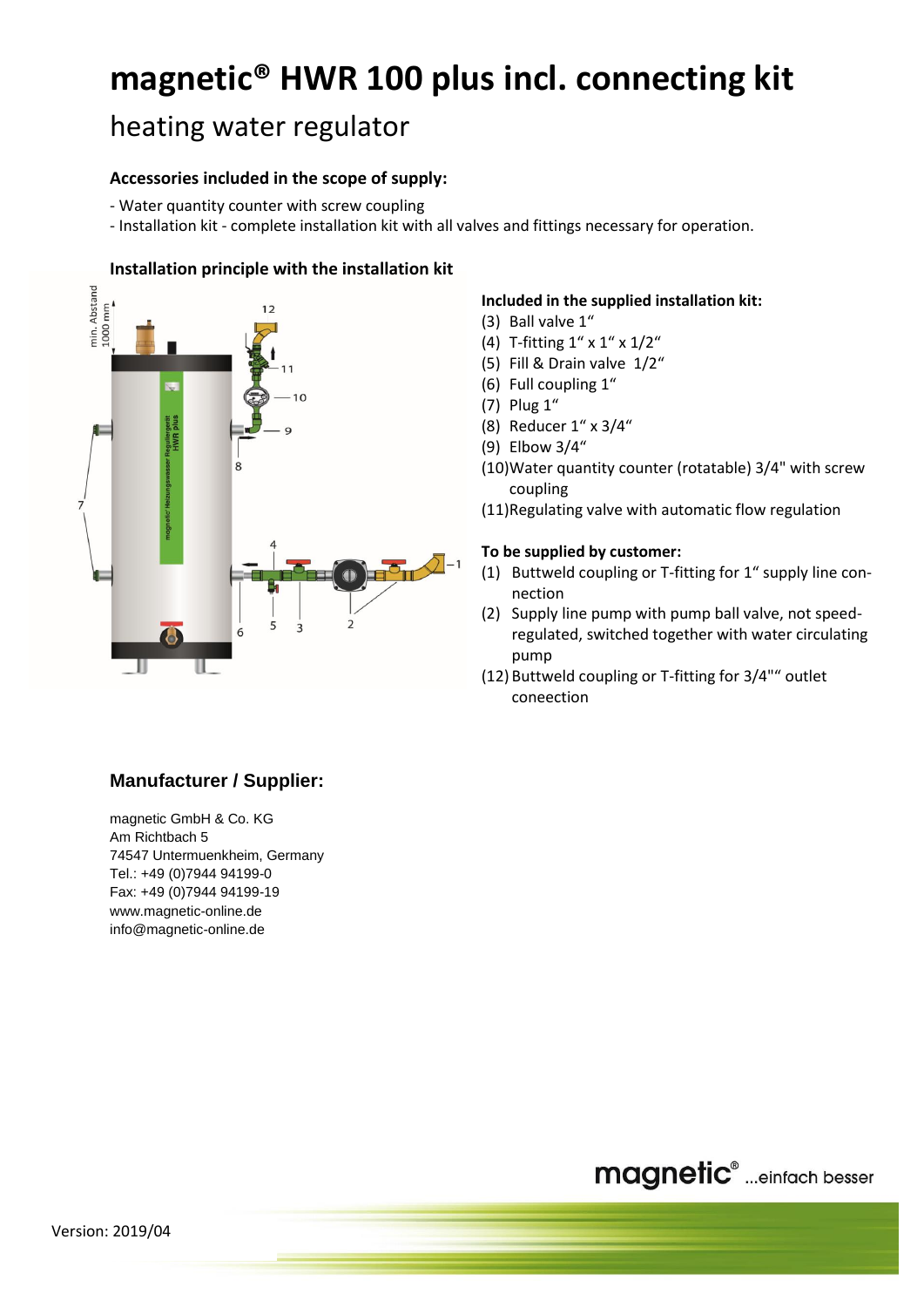# magnetic® HWR 100 plus incl. connecting kit

## heating water regulator

**Accessories included in the scope of supply:**

- Water quantity counter with screw coupling
- Installation kit - complete installation kit with all valves and fittings necessary for operation.

**Installation principle with the installation kit**

**Included in the supplied installation kit:**

(3) Ball valve 1“
(4) T-fitting 1“ x 1“ x 1/2“
(5) Fill & Drain valve 1/2“
(6) Full coupling 1“
(7) Plug 1“
(8) Reducer 1“ x 3/4“
(9) Elbow 3/4“
(10) Water quantity counter (rotatable) 3/4" with screw coupling
(11) Regulating valve with automatic flow regulation

**To be supplied by customer:**

(1) Buttweld coupling or T-fitting for 1“ supply line connection
(2) Supply line pump with pump ball valve, not speed-regulated, switched together with water circulating pump
(12) Buttweld coupling or T-fitting for 3/4"“ outlet coneection

## Manufacturer / Supplier:

magnetic GmbH & Co. KG
Am Richtbach 5
74547 Untermuenkheim, Germany
Tel.: +49 (0)7944 94199-0
Fax: +49 (0)7944 94199-19
www.magnetic-online.de
info@magnetic-online.de

magnetic® ...einfach besser

Version: 2019/04